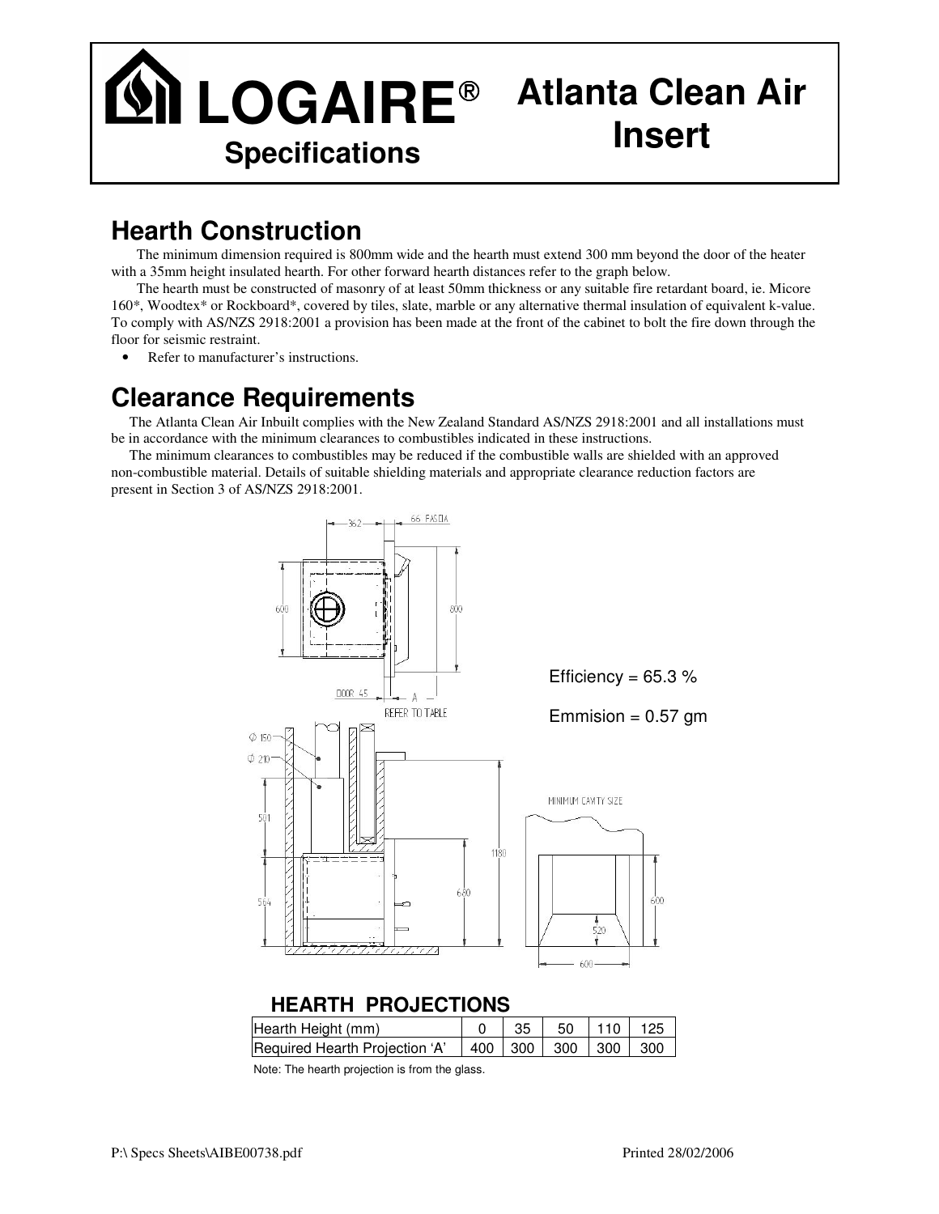# LOGAIRE®

## Specifications

# Atlanta Clean Air Insert

## Hearth Construction

The minimum dimension required is 800mm wide and the hearth must extend 300 mm beyond the door of the heater with a 35mm height insulated hearth. For other forward hearth distances refer to the graph below.

The hearth must be constructed of masonry of at least 50mm thickness or any suitable fire retardant board, ie. Micore 160*, Woodtex* or Rockboard*, covered by tiles, slate, marble or any alternative thermal insulation of equivalent k-value. To comply with AS/NZS 2918:2001 a provision has been made at the front of the cabinet to bolt the fire down through the floor for seismic restraint.

- Refer to manufacturer's instructions.

## Clearance Requirements

The Atlanta Clean Air Inbuilt complies with the New Zealand Standard AS/NZS 2918:2001 and all installations must be in accordance with the minimum clearances to combustibles indicated in these instructions.

The minimum clearances to combustibles may be reduced if the combustible walls are shielded with an approved non-combustible material. Details of suitable shielding materials and appropriate clearance reduction factors are present in Section 3 of AS/NZS 2918:2001.

Efficiency = 65.3 %

Emmision = 0.57 gm

### HEARTH PROJECTIONS

| Hearth Height (mm) | 0 | 35 | 50 | 110 | 125 |
|---|---|---|---|---|---|
| Required Hearth Projection 'A' | 400 | 300 | 300 | 300 | 300 |

Note: The hearth projection is from the glass.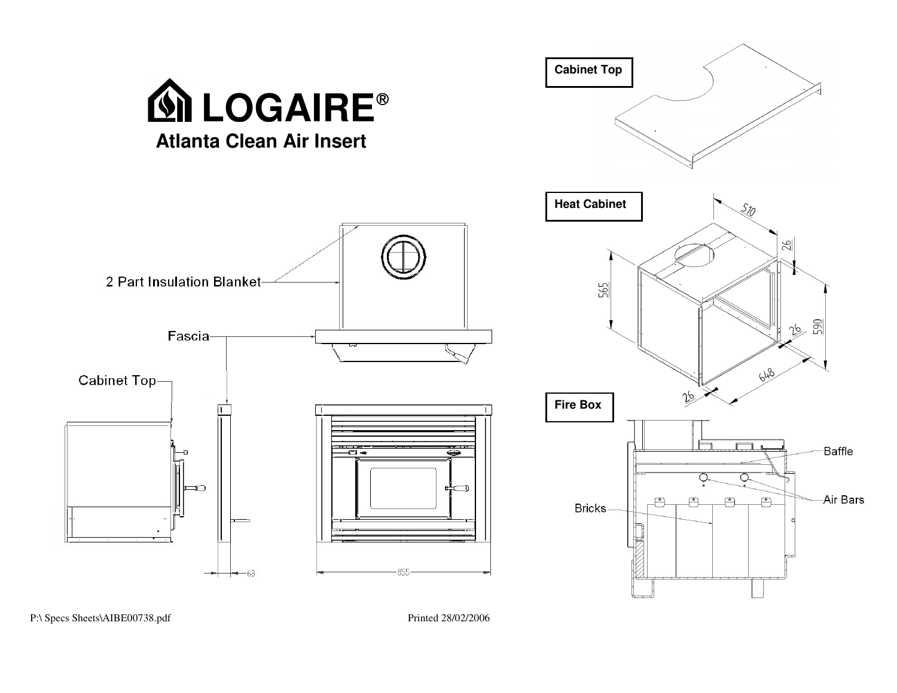# LOGAIRE®

## Atlanta Clean Air Insert

2 Part Insulation Blanket

Fascia

Cabinet Top

63

855

**Cabinet Top**

**Heat Cabinet**

510

26

565

590

26

648

26

**Fire Box**

Baffle

Air Bars

Bricks

P:\ Specs Sheets\AIBE00738.pdf

Printed 28/02/2006